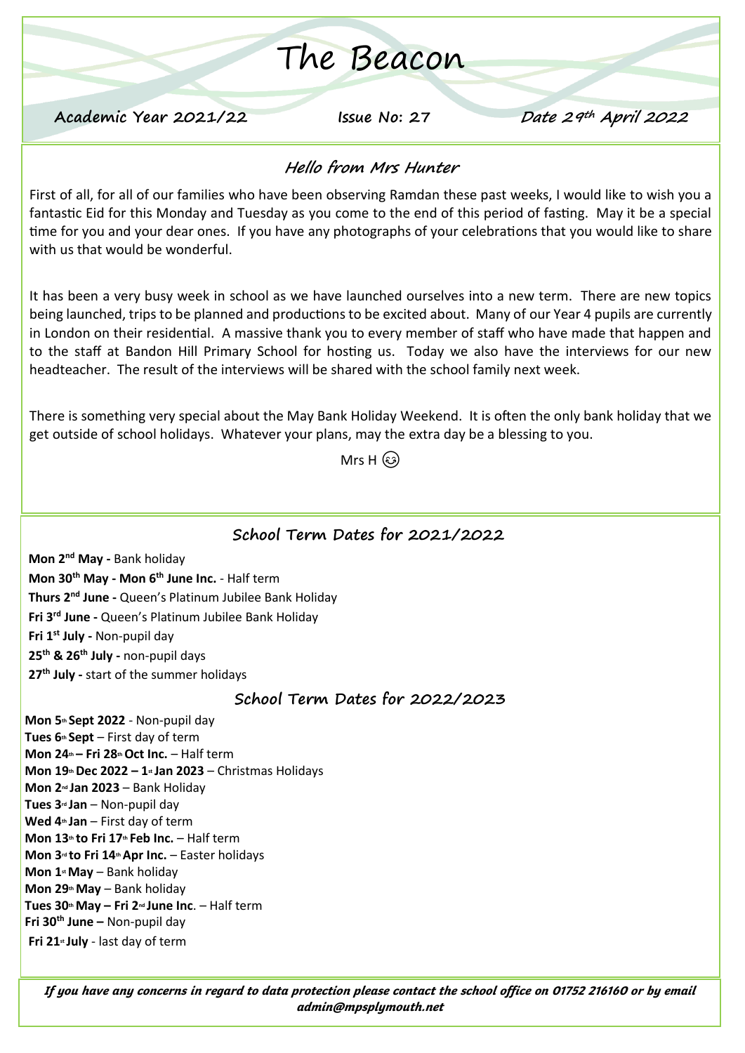# The Beacon

**Academic Year 2021/22** **Issue No: 27** **Date 29th April 2022**

## Hello from Mrs Hunter

First of all, for all of our families who have been observing Ramdan these past weeks, I would like to wish you a fantastic Eid for this Monday and Tuesday as you come to the end of this period of fasting. May it be a special time for you and your dear ones. If you have any photographs of your celebrations that you would like to share with us that would be wonderful.

It has been a very busy week in school as we have launched ourselves into a new term. There are new topics being launched, trips to be planned and productions to be excited about. Many of our Year 4 pupils are currently in London on their residential. A massive thank you to every member of staff who have made that happen and to the staff at Bandon Hill Primary School for hosting us. Today we also have the interviews for our new headteacher. The result of the interviews will be shared with the school family next week.

There is something very special about the May Bank Holiday Weekend. It is often the only bank holiday that we get outside of school holidays. Whatever your plans, may the extra day be a blessing to you.

Mrs H 😉

## School Term Dates for 2021/2022

**Mon 2nd May -** Bank holiday
**Mon 30th May - Mon 6th June Inc.** - Half term
**Thurs 2nd June -** Queen's Platinum Jubilee Bank Holiday
**Fri 3rd June -** Queen's Platinum Jubilee Bank Holiday
**Fri 1st July -** Non-pupil day
**25th & 26th July -** non-pupil days
**27th July -** start of the summer holidays

## School Term Dates for 2022/2023

**Mon 5th Sept 2022** - Non-pupil day
**Tues 6th Sept** – First day of term
**Mon 24th – Fri 28th Oct Inc.** – Half term
**Mon 19th Dec 2022 – 1st Jan 2023** – Christmas Holidays
**Mon 2nd Jan 2023** – Bank Holiday
**Tues 3rd Jan** – Non-pupil day
**Wed 4th Jan** – First day of term
**Mon 13th to Fri 17th Feb Inc.** – Half term
**Mon 3rd to Fri 14th Apr Inc.** – Easter holidays
**Mon 1st May** – Bank holiday
**Mon 29th May** – Bank holiday
**Tues 30th May – Fri 2nd June Inc**. – Half term
**Fri 30th June –** Non-pupil day
**Fri 21st July** - last day of term

***If you have any concerns in regard to data protection please contact the school office on 01752 216160 or by email admin@mpsplymouth.net***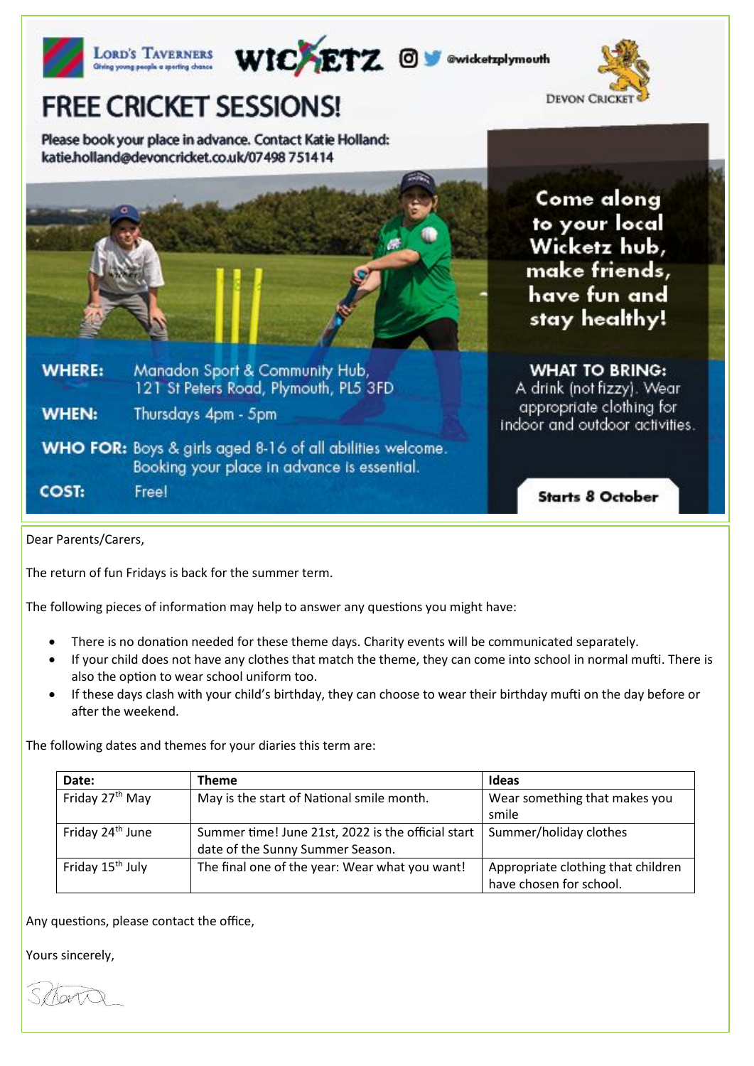Lord's Taverners — Giving young people a sporting chance

WICKETZ @wicketzplymouth

DEVON CRICKET

# FREE CRICKET SESSIONS!

Please book your place in advance. Contact Katie Holland: katie.holland@devoncricket.co.uk/07498 751414

Come along to your local Wicketz hub, make friends, have fun and stay healthy!

**WHERE:** Manadon Sport & Community Hub, 121 St Peters Road, Plymouth, PL5 3FD

**WHEN:** Thursdays 4pm - 5pm

**WHO FOR:** Boys & girls aged 8-16 of all abilities welcome. Booking your place in advance is essential.

**COST:** Free!

**WHAT TO BRING:** A drink (not fizzy). Wear appropriate clothing for indoor and outdoor activities.

**Starts 8 October**

---

Dear Parents/Carers,

The return of fun Fridays is back for the summer term.

The following pieces of information may help to answer any questions you might have:

- There is no donation needed for these theme days. Charity events will be communicated separately.
- If your child does not have any clothes that match the theme, they can come into school in normal mufti. There is also the option to wear school uniform too.
- If these days clash with your child's birthday, they can choose to wear their birthday mufti on the day before or after the weekend.

The following dates and themes for your diaries this term are:

| Date: | Theme | Ideas |
| --- | --- | --- |
| Friday 27th May | May is the start of National smile month. | Wear something that makes you smile |
| Friday 24th June | Summer time! June 21st, 2022 is the official start date of the Sunny Summer Season. | Summer/holiday clothes |
| Friday 15th July | The final one of the year: Wear what you want! | Appropriate clothing that children have chosen for school. |

Any questions, please contact the office,

Yours sincerely,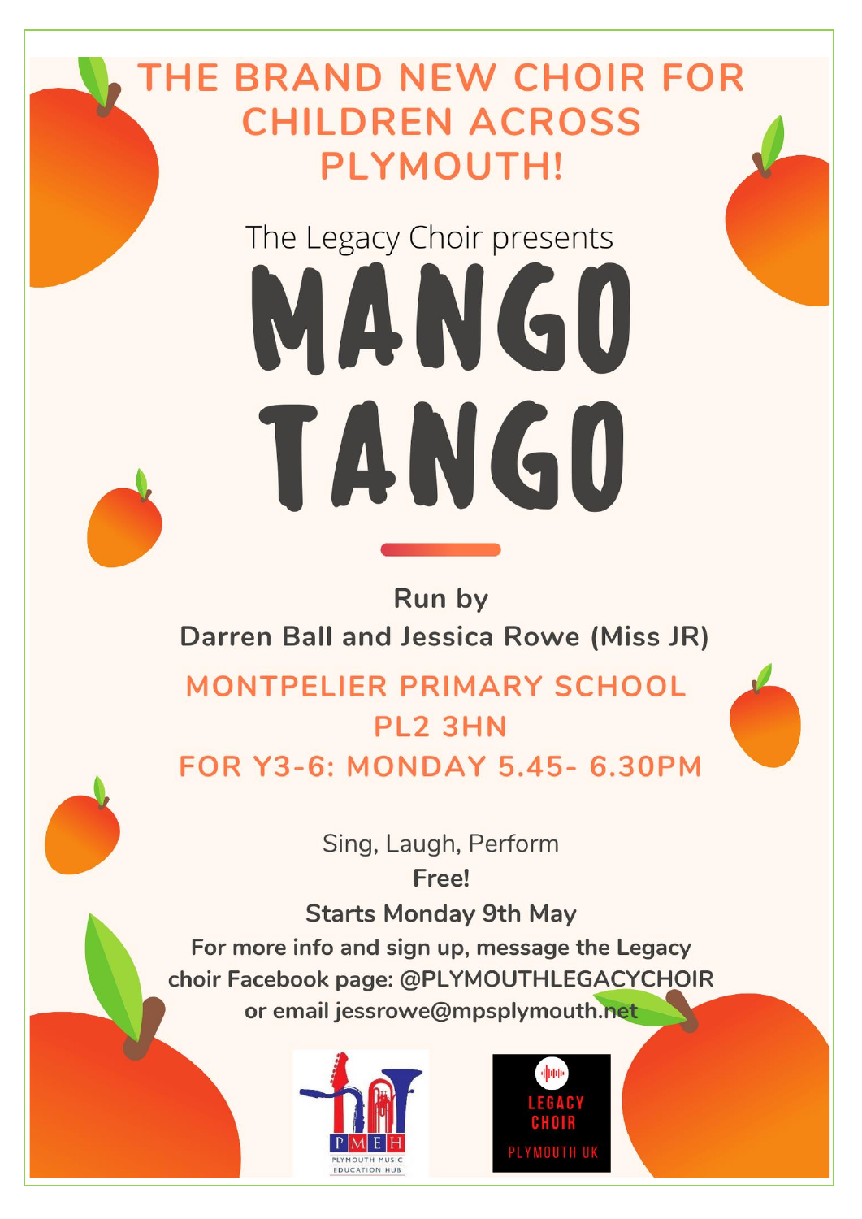# THE BRAND NEW CHOIR FOR CHILDREN ACROSS PLYMOUTH!

The Legacy Choir presents

# MANGO TANGO

**Run by**

**Darren Ball and Jessica Rowe (Miss JR)**

## MONTPELIER PRIMARY SCHOOL
## PL2 3HN
## FOR Y3-6: MONDAY 5.45- 6.30PM

Sing, Laugh, Perform

**Free!**

**Starts Monday 9th May**

**For more info and sign up, message the Legacy choir Facebook page: @PLYMOUTHLEGACYCHOIR or email jessrowe@mpsplymouth.net**

PMEH PLYMOUTH MUSIC EDUCATION HUB

LEGACY CHOIR PLYMOUTH UK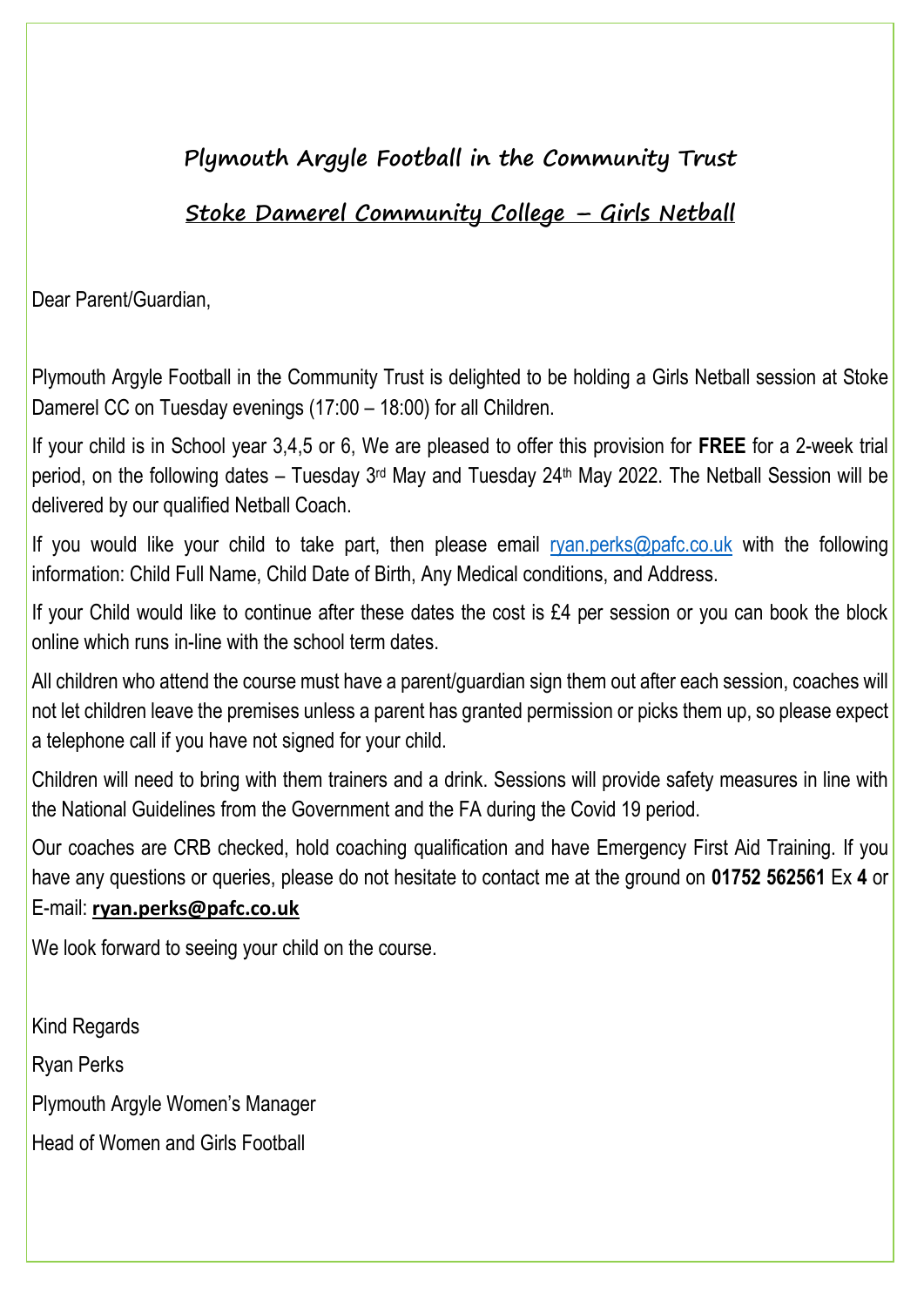## Plymouth Argyle Football in the Community Trust

## Stoke Damerel Community College – Girls Netball

Dear Parent/Guardian,

Plymouth Argyle Football in the Community Trust is delighted to be holding a Girls Netball session at Stoke Damerel CC on Tuesday evenings (17:00 – 18:00) for all Children.

If your child is in School year 3,4,5 or 6, We are pleased to offer this provision for **FREE** for a 2-week trial period, on the following dates – Tuesday 3rd May and Tuesday 24th May 2022. The Netball Session will be delivered by our qualified Netball Coach.

If you would like your child to take part, then please email ryan.perks@pafc.co.uk with the following information: Child Full Name, Child Date of Birth, Any Medical conditions, and Address.

If your Child would like to continue after these dates the cost is £4 per session or you can book the block online which runs in-line with the school term dates.

All children who attend the course must have a parent/guardian sign them out after each session, coaches will not let children leave the premises unless a parent has granted permission or picks them up, so please expect a telephone call if you have not signed for your child.

Children will need to bring with them trainers and a drink. Sessions will provide safety measures in line with the National Guidelines from the Government and the FA during the Covid 19 period.

Our coaches are CRB checked, hold coaching qualification and have Emergency First Aid Training. If you have any questions or queries, please do not hesitate to contact me at the ground on **01752 562561** Ex **4** or E-mail: **ryan.perks@pafc.co.uk**

We look forward to seeing your child on the course.

Kind Regards

Ryan Perks

Plymouth Argyle Women's Manager

Head of Women and Girls Football